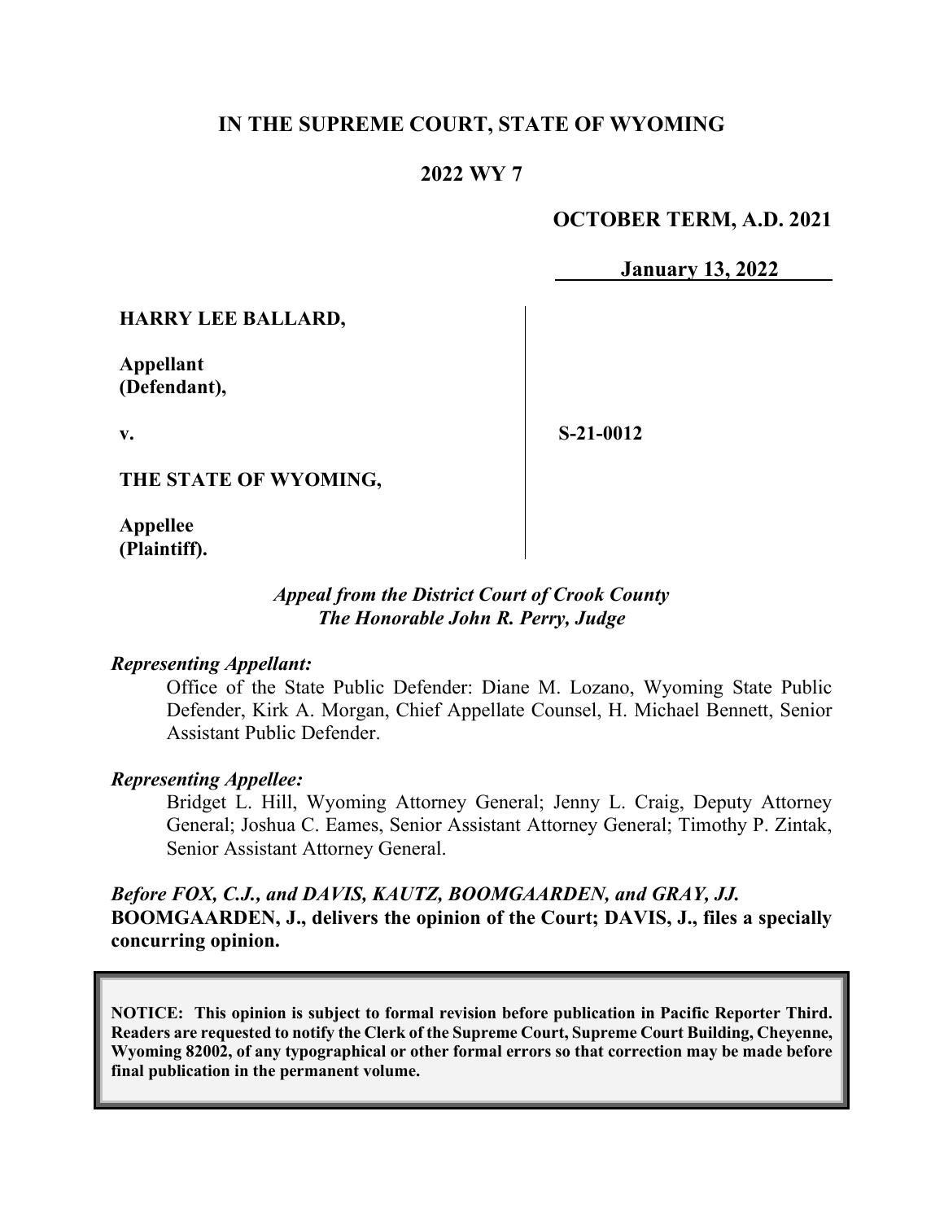# IN THE SUPREME COURT, STATE OF WYOMING

## 2022 WY 7

**OCTOBER TERM, A.D. 2021**

**January 13, 2022**

| | |
|---|---|
| **HARRY LEE BALLARD,**<br><br>**Appellant (Defendant),**<br><br>**v.**<br><br>**THE STATE OF WYOMING,**<br><br>**Appellee (Plaintiff).** | **S-21-0012** |

*Appeal from the District Court of Crook County*
*The Honorable John R. Perry, Judge*

*Representing Appellant:*

Office of the State Public Defender: Diane M. Lozano, Wyoming State Public Defender, Kirk A. Morgan, Chief Appellate Counsel, H. Michael Bennett, Senior Assistant Public Defender.

*Representing Appellee:*

Bridget L. Hill, Wyoming Attorney General; Jenny L. Craig, Deputy Attorney General; Joshua C. Eames, Senior Assistant Attorney General; Timothy P. Zintak, Senior Assistant Attorney General.

***Before FOX, C.J., and DAVIS, KAUTZ, BOOMGAARDEN, and GRAY, JJ.***
**BOOMGAARDEN, J., delivers the opinion of the Court; DAVIS, J., files a specially concurring opinion.**

**NOTICE: This opinion is subject to formal revision before publication in Pacific Reporter Third. Readers are requested to notify the Clerk of the Supreme Court, Supreme Court Building, Cheyenne, Wyoming 82002, of any typographical or other formal errors so that correction may be made before final publication in the permanent volume.**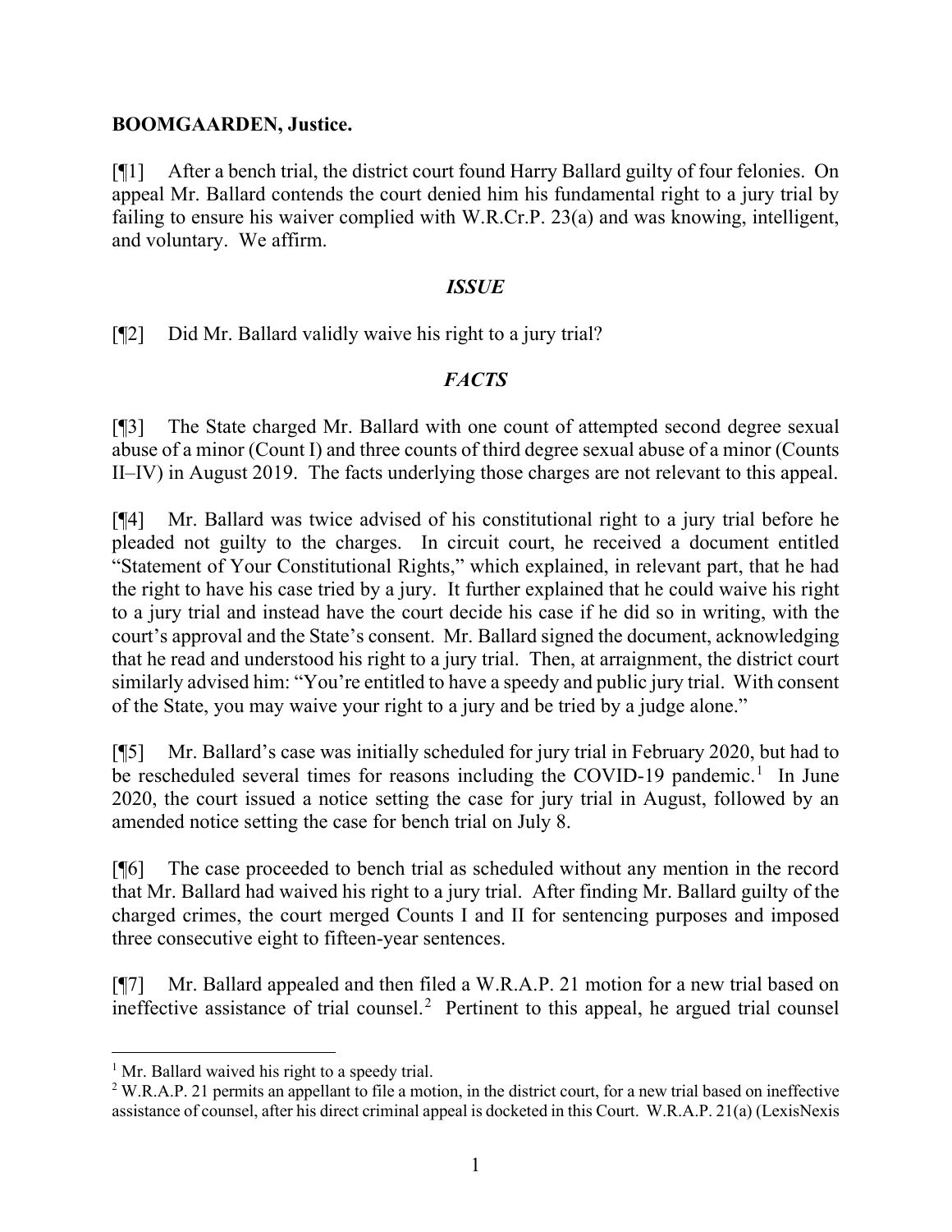**BOOMGAARDEN, Justice.**

[¶1] After a bench trial, the district court found Harry Ballard guilty of four felonies. On appeal Mr. Ballard contends the court denied him his fundamental right to a jury trial by failing to ensure his waiver complied with W.R.Cr.P. 23(a) and was knowing, intelligent, and voluntary. We affirm.

## *ISSUE*

[¶2] Did Mr. Ballard validly waive his right to a jury trial?

## *FACTS*

[¶3] The State charged Mr. Ballard with one count of attempted second degree sexual abuse of a minor (Count I) and three counts of third degree sexual abuse of a minor (Counts II–IV) in August 2019. The facts underlying those charges are not relevant to this appeal.

[¶4] Mr. Ballard was twice advised of his constitutional right to a jury trial before he pleaded not guilty to the charges. In circuit court, he received a document entitled "Statement of Your Constitutional Rights," which explained, in relevant part, that he had the right to have his case tried by a jury. It further explained that he could waive his right to a jury trial and instead have the court decide his case if he did so in writing, with the court's approval and the State's consent. Mr. Ballard signed the document, acknowledging that he read and understood his right to a jury trial. Then, at arraignment, the district court similarly advised him: "You're entitled to have a speedy and public jury trial. With consent of the State, you may waive your right to a jury and be tried by a judge alone."

[¶5] Mr. Ballard's case was initially scheduled for jury trial in February 2020, but had to be rescheduled several times for reasons including the COVID-19 pandemic.[1] In June 2020, the court issued a notice setting the case for jury trial in August, followed by an amended notice setting the case for bench trial on July 8.

[¶6] The case proceeded to bench trial as scheduled without any mention in the record that Mr. Ballard had waived his right to a jury trial. After finding Mr. Ballard guilty of the charged crimes, the court merged Counts I and II for sentencing purposes and imposed three consecutive eight to fifteen-year sentences.

[¶7] Mr. Ballard appealed and then filed a W.R.A.P. 21 motion for a new trial based on ineffective assistance of trial counsel.[2] Pertinent to this appeal, he argued trial counsel

---

[1] Mr. Ballard waived his right to a speedy trial.

[2] W.R.A.P. 21 permits an appellant to file a motion, in the district court, for a new trial based on ineffective assistance of counsel, after his direct criminal appeal is docketed in this Court. W.R.A.P. 21(a) (LexisNexis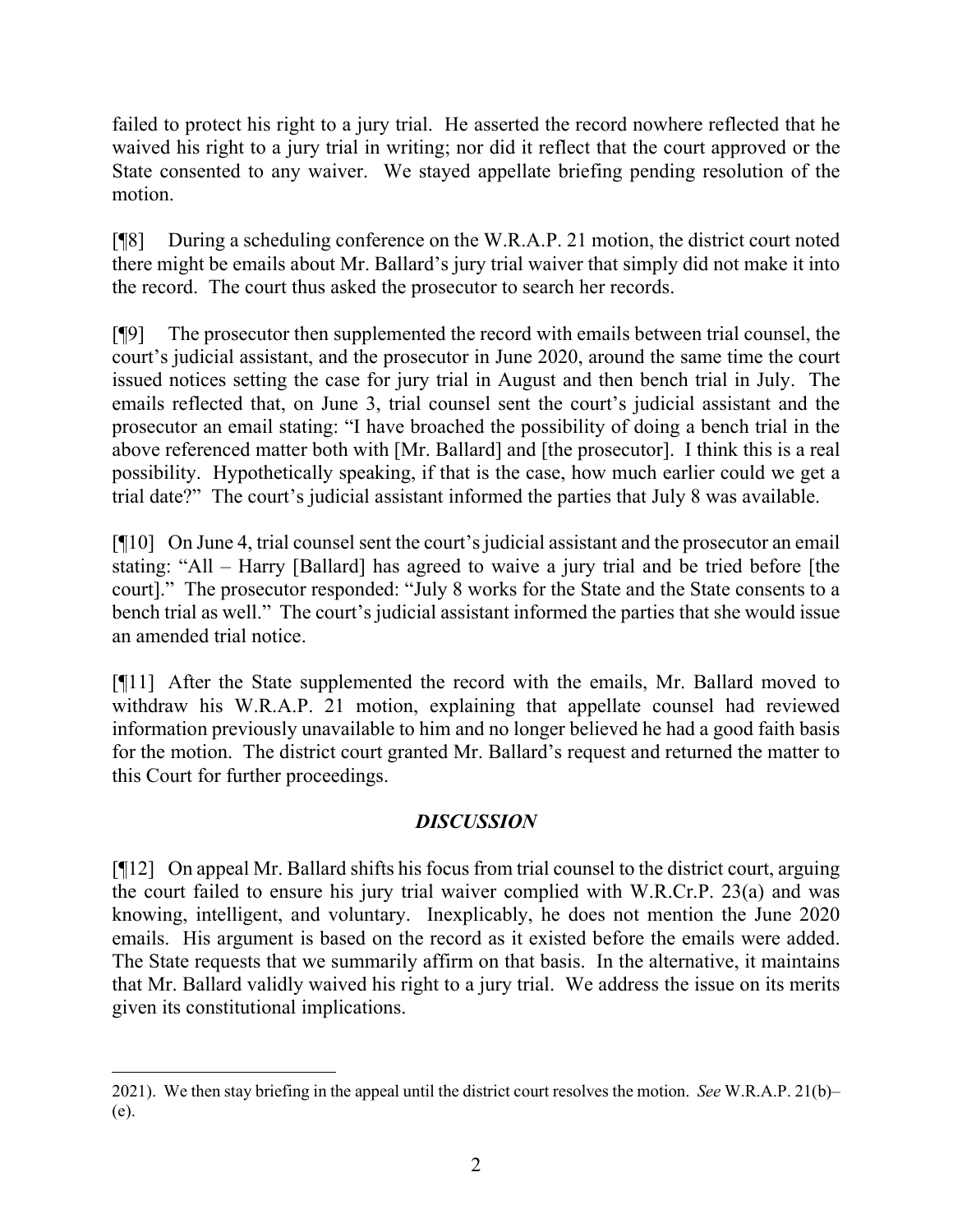failed to protect his right to a jury trial. He asserted the record nowhere reflected that he waived his right to a jury trial in writing; nor did it reflect that the court approved or the State consented to any waiver. We stayed appellate briefing pending resolution of the motion.

[¶8] During a scheduling conference on the W.R.A.P. 21 motion, the district court noted there might be emails about Mr. Ballard's jury trial waiver that simply did not make it into the record. The court thus asked the prosecutor to search her records.

[¶9] The prosecutor then supplemented the record with emails between trial counsel, the court's judicial assistant, and the prosecutor in June 2020, around the same time the court issued notices setting the case for jury trial in August and then bench trial in July. The emails reflected that, on June 3, trial counsel sent the court's judicial assistant and the prosecutor an email stating: "I have broached the possibility of doing a bench trial in the above referenced matter both with [Mr. Ballard] and [the prosecutor]. I think this is a real possibility. Hypothetically speaking, if that is the case, how much earlier could we get a trial date?" The court's judicial assistant informed the parties that July 8 was available.

[¶10] On June 4, trial counsel sent the court's judicial assistant and the prosecutor an email stating: "All – Harry [Ballard] has agreed to waive a jury trial and be tried before [the court]." The prosecutor responded: "July 8 works for the State and the State consents to a bench trial as well." The court's judicial assistant informed the parties that she would issue an amended trial notice.

[¶11] After the State supplemented the record with the emails, Mr. Ballard moved to withdraw his W.R.A.P. 21 motion, explaining that appellate counsel had reviewed information previously unavailable to him and no longer believed he had a good faith basis for the motion. The district court granted Mr. Ballard's request and returned the matter to this Court for further proceedings.

## *DISCUSSION*

[¶12] On appeal Mr. Ballard shifts his focus from trial counsel to the district court, arguing the court failed to ensure his jury trial waiver complied with W.R.Cr.P. 23(a) and was knowing, intelligent, and voluntary. Inexplicably, he does not mention the June 2020 emails. His argument is based on the record as it existed before the emails were added. The State requests that we summarily affirm on that basis. In the alternative, it maintains that Mr. Ballard validly waived his right to a jury trial. We address the issue on its merits given its constitutional implications.

---

2021). We then stay briefing in the appeal until the district court resolves the motion. *See* W.R.A.P. 21(b)–(e).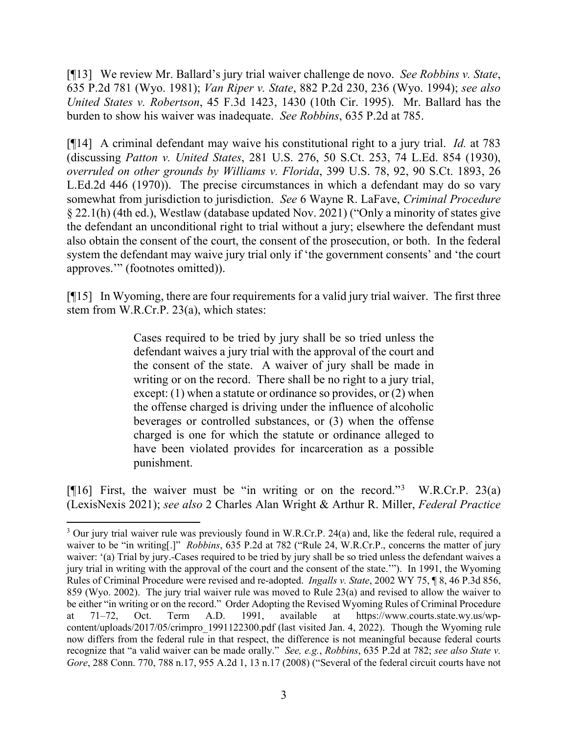[¶13] We review Mr. Ballard's jury trial waiver challenge de novo. *See Robbins v. State*, 635 P.2d 781 (Wyo. 1981); *Van Riper v. State*, 882 P.2d 230, 236 (Wyo. 1994); *see also United States v. Robertson*, 45 F.3d 1423, 1430 (10th Cir. 1995). Mr. Ballard has the burden to show his waiver was inadequate. *See Robbins*, 635 P.2d at 785.

[¶14] A criminal defendant may waive his constitutional right to a jury trial. *Id.* at 783 (discussing *Patton v. United States*, 281 U.S. 276, 50 S.Ct. 253, 74 L.Ed. 854 (1930), *overruled on other grounds by Williams v. Florida*, 399 U.S. 78, 92, 90 S.Ct. 1893, 26 L.Ed.2d 446 (1970)). The precise circumstances in which a defendant may do so vary somewhat from jurisdiction to jurisdiction. *See* 6 Wayne R. LaFave, *Criminal Procedure* § 22.1(h) (4th ed.), Westlaw (database updated Nov. 2021) ("Only a minority of states give the defendant an unconditional right to trial without a jury; elsewhere the defendant must also obtain the consent of the court, the consent of the prosecution, or both. In the federal system the defendant may waive jury trial only if 'the government consents' and 'the court approves.'" (footnotes omitted)).

[¶15] In Wyoming, there are four requirements for a valid jury trial waiver. The first three stem from W.R.Cr.P. 23(a), which states:

> Cases required to be tried by jury shall be so tried unless the defendant waives a jury trial with the approval of the court and the consent of the state. A waiver of jury shall be made in writing or on the record. There shall be no right to a jury trial, except: (1) when a statute or ordinance so provides, or (2) when the offense charged is driving under the influence of alcoholic beverages or controlled substances, or (3) when the offense charged is one for which the statute or ordinance alleged to have been violated provides for incarceration as a possible punishment.

[¶16] First, the waiver must be "in writing or on the record."[3] W.R.Cr.P. 23(a) (LexisNexis 2021); *see also* 2 Charles Alan Wright & Arthur R. Miller, *Federal Practice*

---

[3] Our jury trial waiver rule was previously found in W.R.Cr.P. 24(a) and, like the federal rule, required a waiver to be "in writing[.]" *Robbins*, 635 P.2d at 782 ("Rule 24, W.R.Cr.P., concerns the matter of jury waiver: '(a) Trial by jury.-Cases required to be tried by jury shall be so tried unless the defendant waives a jury trial in writing with the approval of the court and the consent of the state.'"). In 1991, the Wyoming Rules of Criminal Procedure were revised and re-adopted. *Ingalls v. State*, 2002 WY 75, ¶ 8, 46 P.3d 856, 859 (Wyo. 2002). The jury trial waiver rule was moved to Rule 23(a) and revised to allow the waiver to be either "in writing or on the record." Order Adopting the Revised Wyoming Rules of Criminal Procedure at 71–72, Oct. Term A.D. 1991, available at https://www.courts.state.wy.us/wp-content/uploads/2017/05/crimpro_1991122300.pdf (last visited Jan. 4, 2022). Though the Wyoming rule now differs from the federal rule in that respect, the difference is not meaningful because federal courts recognize that "a valid waiver can be made orally." *See, e.g.*, *Robbins*, 635 P.2d at 782; *see also State v. Gore*, 288 Conn. 770, 788 n.17, 955 A.2d 1, 13 n.17 (2008) ("Several of the federal circuit courts have not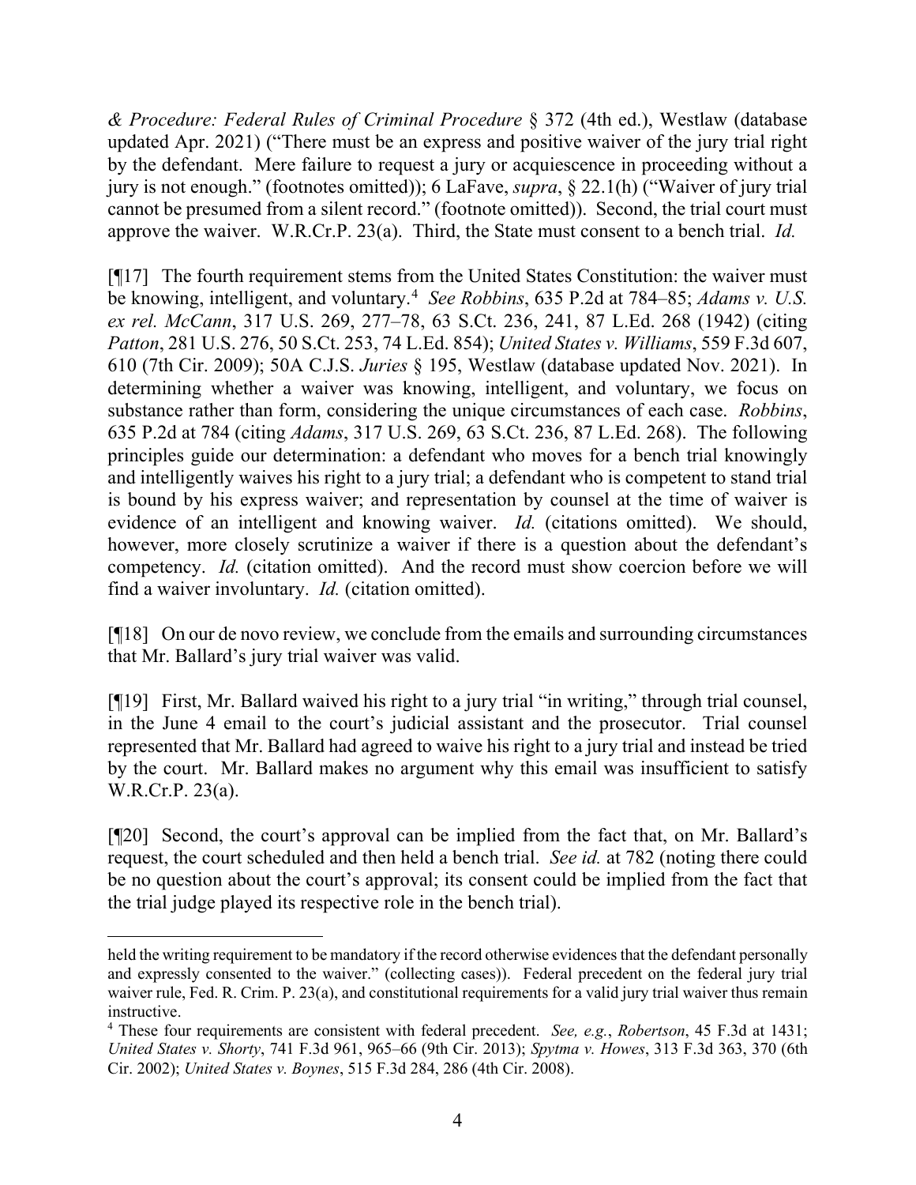*& Procedure: Federal Rules of Criminal Procedure* § 372 (4th ed.), Westlaw (database updated Apr. 2021) ("There must be an express and positive waiver of the jury trial right by the defendant. Mere failure to request a jury or acquiescence in proceeding without a jury is not enough." (footnotes omitted)); 6 LaFave, *supra*, § 22.1(h) ("Waiver of jury trial cannot be presumed from a silent record." (footnote omitted)). Second, the trial court must approve the waiver. W.R.Cr.P. 23(a). Third, the State must consent to a bench trial. *Id.*

[¶17] The fourth requirement stems from the United States Constitution: the waiver must be knowing, intelligent, and voluntary.[4] *See Robbins*, 635 P.2d at 784–85; *Adams v. U.S. ex rel. McCann*, 317 U.S. 269, 277–78, 63 S.Ct. 236, 241, 87 L.Ed. 268 (1942) (citing *Patton*, 281 U.S. 276, 50 S.Ct. 253, 74 L.Ed. 854); *United States v. Williams*, 559 F.3d 607, 610 (7th Cir. 2009); 50A C.J.S. *Juries* § 195, Westlaw (database updated Nov. 2021). In determining whether a waiver was knowing, intelligent, and voluntary, we focus on substance rather than form, considering the unique circumstances of each case. *Robbins*, 635 P.2d at 784 (citing *Adams*, 317 U.S. 269, 63 S.Ct. 236, 87 L.Ed. 268). The following principles guide our determination: a defendant who moves for a bench trial knowingly and intelligently waives his right to a jury trial; a defendant who is competent to stand trial is bound by his express waiver; and representation by counsel at the time of waiver is evidence of an intelligent and knowing waiver. *Id.* (citations omitted). We should, however, more closely scrutinize a waiver if there is a question about the defendant's competency. *Id.* (citation omitted). And the record must show coercion before we will find a waiver involuntary. *Id.* (citation omitted).

[¶18] On our de novo review, we conclude from the emails and surrounding circumstances that Mr. Ballard's jury trial waiver was valid.

[¶19] First, Mr. Ballard waived his right to a jury trial "in writing," through trial counsel, in the June 4 email to the court's judicial assistant and the prosecutor. Trial counsel represented that Mr. Ballard had agreed to waive his right to a jury trial and instead be tried by the court. Mr. Ballard makes no argument why this email was insufficient to satisfy W.R.Cr.P. 23(a).

[¶20] Second, the court's approval can be implied from the fact that, on Mr. Ballard's request, the court scheduled and then held a bench trial. *See id.* at 782 (noting there could be no question about the court's approval; its consent could be implied from the fact that the trial judge played its respective role in the bench trial).

---

held the writing requirement to be mandatory if the record otherwise evidences that the defendant personally and expressly consented to the waiver." (collecting cases)). Federal precedent on the federal jury trial waiver rule, Fed. R. Crim. P. 23(a), and constitutional requirements for a valid jury trial waiver thus remain instructive.

[4] These four requirements are consistent with federal precedent. *See, e.g.*, *Robertson*, 45 F.3d at 1431; *United States v. Shorty*, 741 F.3d 961, 965–66 (9th Cir. 2013); *Spytma v. Howes*, 313 F.3d 363, 370 (6th Cir. 2002); *United States v. Boynes*, 515 F.3d 284, 286 (4th Cir. 2008).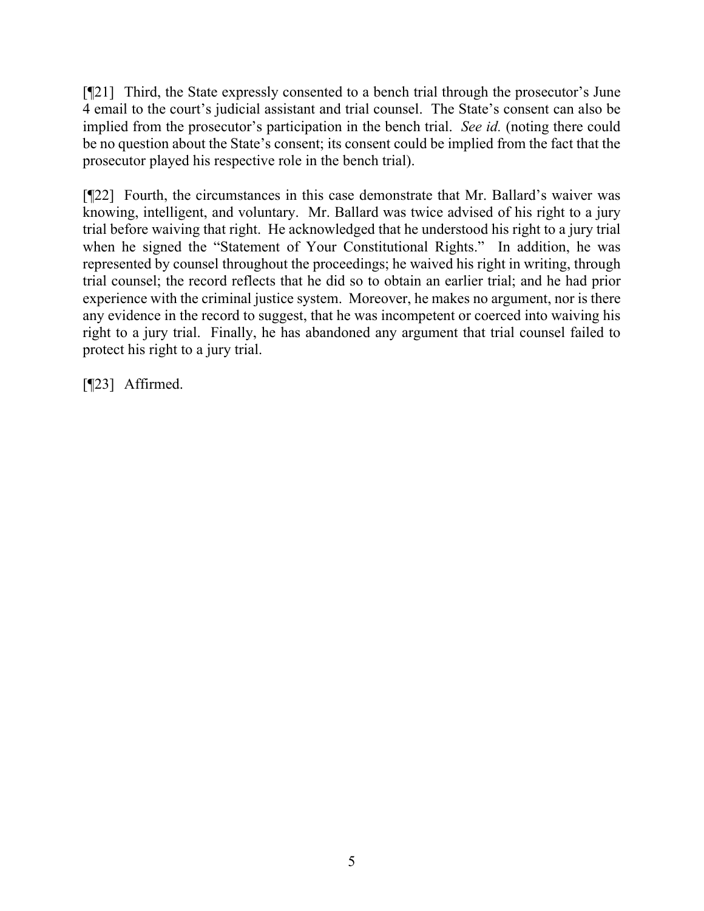[¶21] Third, the State expressly consented to a bench trial through the prosecutor's June 4 email to the court's judicial assistant and trial counsel. The State's consent can also be implied from the prosecutor's participation in the bench trial. *See id.* (noting there could be no question about the State's consent; its consent could be implied from the fact that the prosecutor played his respective role in the bench trial).

[¶22] Fourth, the circumstances in this case demonstrate that Mr. Ballard's waiver was knowing, intelligent, and voluntary. Mr. Ballard was twice advised of his right to a jury trial before waiving that right. He acknowledged that he understood his right to a jury trial when he signed the "Statement of Your Constitutional Rights." In addition, he was represented by counsel throughout the proceedings; he waived his right in writing, through trial counsel; the record reflects that he did so to obtain an earlier trial; and he had prior experience with the criminal justice system. Moreover, he makes no argument, nor is there any evidence in the record to suggest, that he was incompetent or coerced into waiving his right to a jury trial. Finally, he has abandoned any argument that trial counsel failed to protect his right to a jury trial.

[¶23] Affirmed.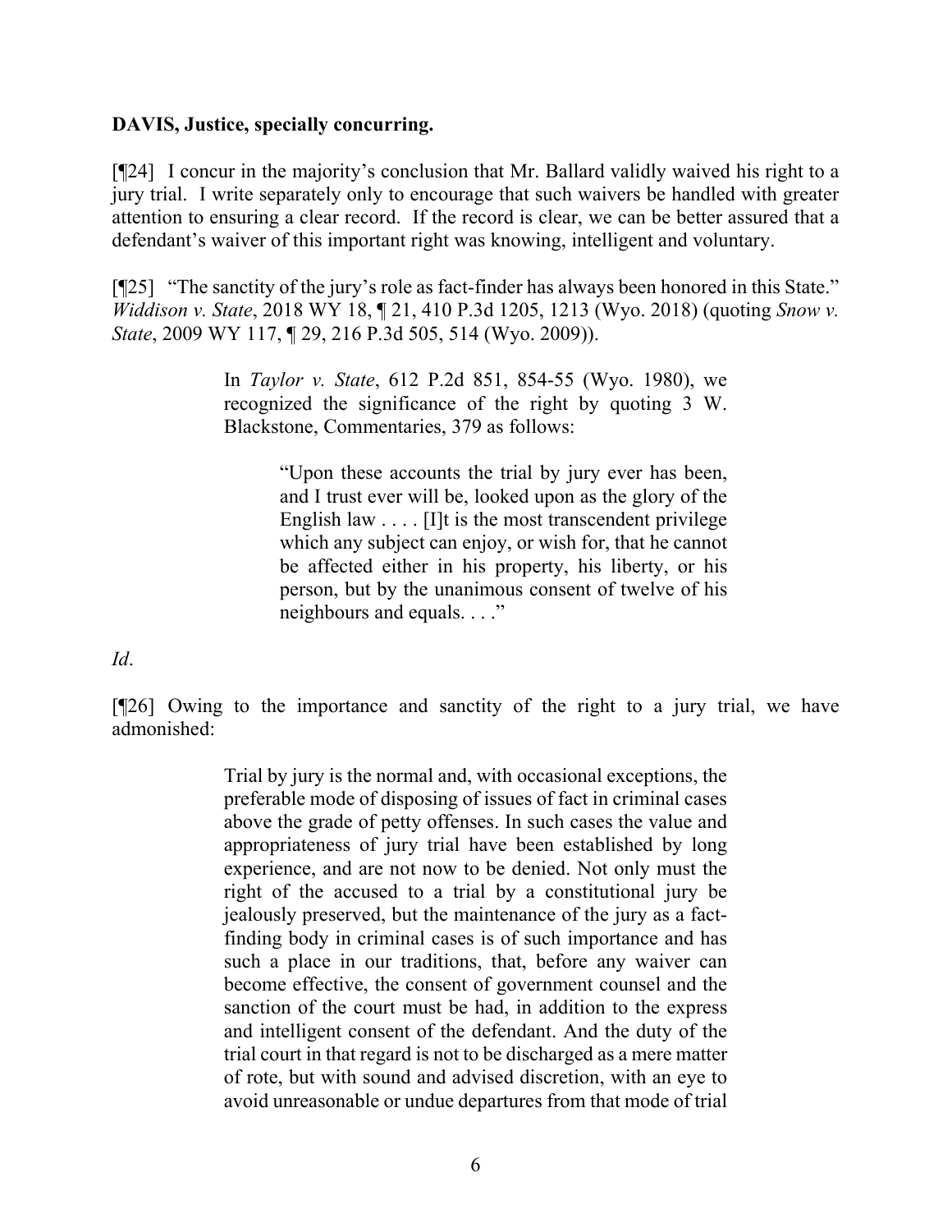**DAVIS, Justice, specially concurring.**

[¶24] I concur in the majority's conclusion that Mr. Ballard validly waived his right to a jury trial. I write separately only to encourage that such waivers be handled with greater attention to ensuring a clear record. If the record is clear, we can be better assured that a defendant's waiver of this important right was knowing, intelligent and voluntary.

[¶25] "The sanctity of the jury's role as fact-finder has always been honored in this State." *Widdison v. State*, 2018 WY 18, ¶ 21, 410 P.3d 1205, 1213 (Wyo. 2018) (quoting *Snow v. State*, 2009 WY 117, ¶ 29, 216 P.3d 505, 514 (Wyo. 2009)).

> In *Taylor v. State*, 612 P.2d 851, 854-55 (Wyo. 1980), we recognized the significance of the right by quoting 3 W. Blackstone, Commentaries, 379 as follows:
>
> > "Upon these accounts the trial by jury ever has been, and I trust ever will be, looked upon as the glory of the English law . . . . [I]t is the most transcendent privilege which any subject can enjoy, or wish for, that he cannot be affected either in his property, his liberty, or his person, but by the unanimous consent of twelve of his neighbours and equals. . . ."

*Id*.

[¶26] Owing to the importance and sanctity of the right to a jury trial, we have admonished:

> Trial by jury is the normal and, with occasional exceptions, the preferable mode of disposing of issues of fact in criminal cases above the grade of petty offenses. In such cases the value and appropriateness of jury trial have been established by long experience, and are not now to be denied. Not only must the right of the accused to a trial by a constitutional jury be jealously preserved, but the maintenance of the jury as a fact-finding body in criminal cases is of such importance and has such a place in our traditions, that, before any waiver can become effective, the consent of government counsel and the sanction of the court must be had, in addition to the express and intelligent consent of the defendant. And the duty of the trial court in that regard is not to be discharged as a mere matter of rote, but with sound and advised discretion, with an eye to avoid unreasonable or undue departures from that mode of trial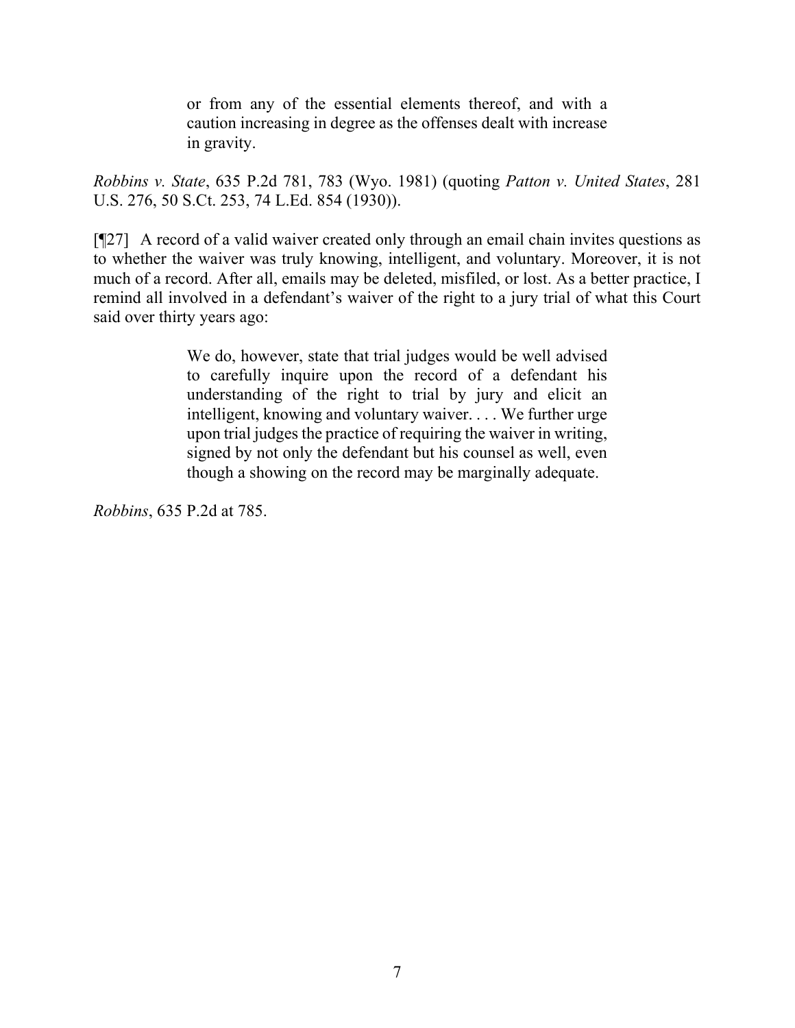> or from any of the essential elements thereof, and with a caution increasing in degree as the offenses dealt with increase in gravity.

*Robbins v. State*, 635 P.2d 781, 783 (Wyo. 1981) (quoting *Patton v. United States*, 281 U.S. 276, 50 S.Ct. 253, 74 L.Ed. 854 (1930)).

[¶27] A record of a valid waiver created only through an email chain invites questions as to whether the waiver was truly knowing, intelligent, and voluntary. Moreover, it is not much of a record. After all, emails may be deleted, misfiled, or lost. As a better practice, I remind all involved in a defendant's waiver of the right to a jury trial of what this Court said over thirty years ago:

> We do, however, state that trial judges would be well advised to carefully inquire upon the record of a defendant his understanding of the right to trial by jury and elicit an intelligent, knowing and voluntary waiver. . . . We further urge upon trial judges the practice of requiring the waiver in writing, signed by not only the defendant but his counsel as well, even though a showing on the record may be marginally adequate.

*Robbins*, 635 P.2d at 785.